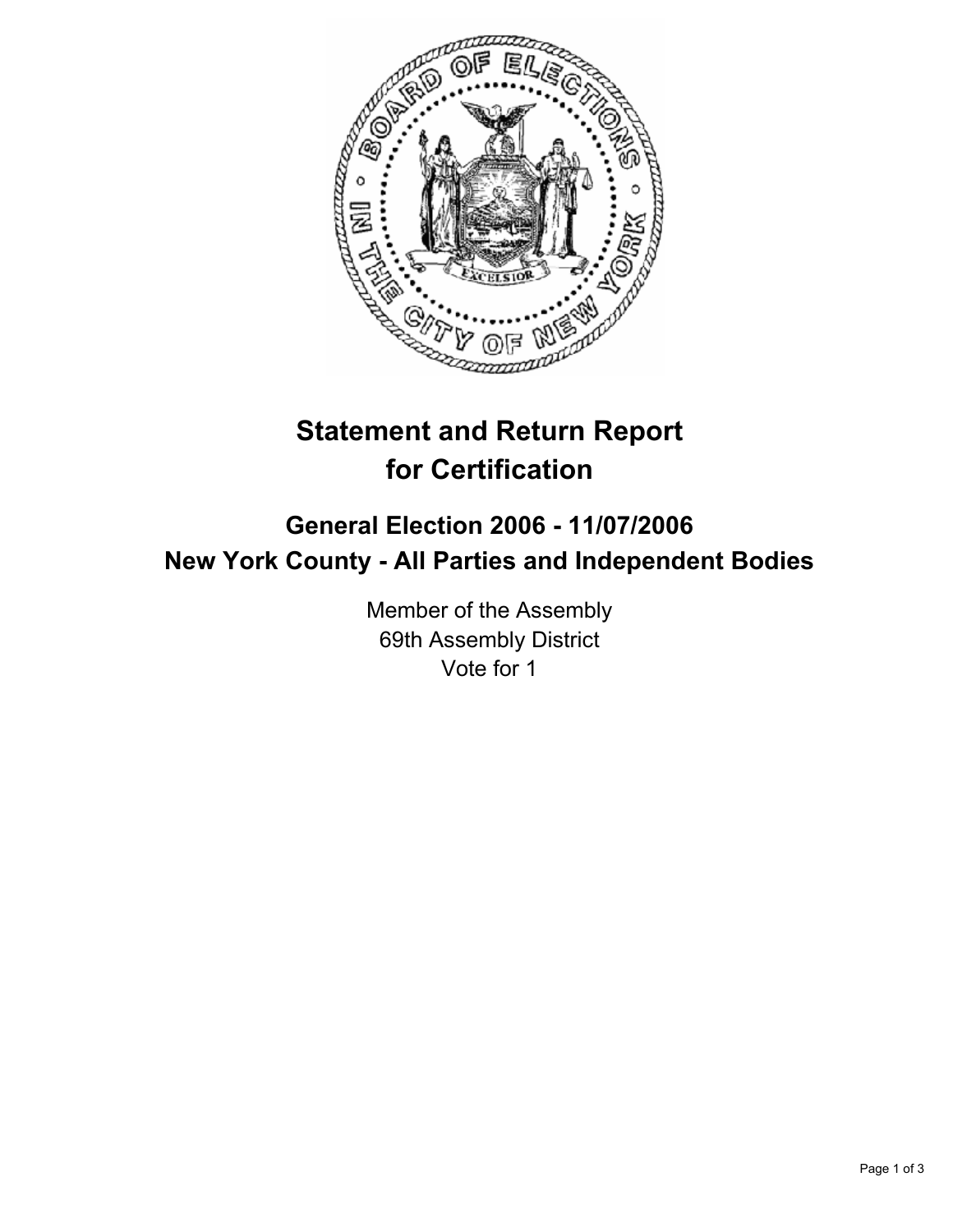# Statement and Return Report for Certification

## General Election 2006 - 11/07/2006

## New York County - All Parties and Independent Bodies

Member of the Assembly
69th Assembly District
Vote for 1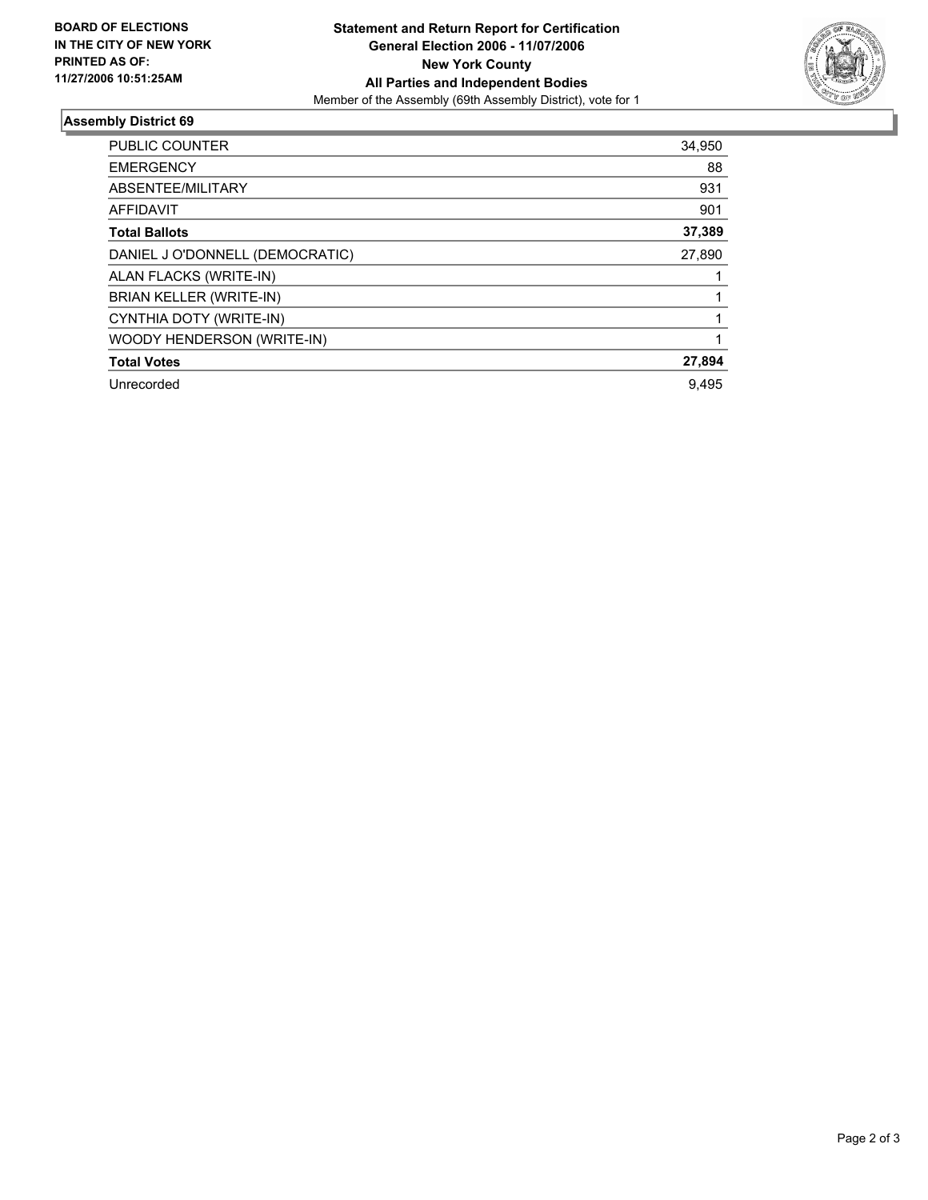**BOARD OF ELECTIONS IN THE CITY OF NEW YORK PRINTED AS OF: 11/27/2006 10:51:25AM**

**Statement and Return Report for Certification**
**General Election 2006 - 11/07/2006**
**New York County**
**All Parties and Independent Bodies**
Member of the Assembly (69th Assembly District), vote for 1

## Assembly District 69

| | |
|---|---|
| PUBLIC COUNTER | 34,950 |
| EMERGENCY | 88 |
| ABSENTEE/MILITARY | 931 |
| AFFIDAVIT | 901 |
| **Total Ballots** | **37,389** |
| DANIEL J O'DONNELL (DEMOCRATIC) | 27,890 |
| ALAN FLACKS (WRITE-IN) | 1 |
| BRIAN KELLER (WRITE-IN) | 1 |
| CYNTHIA DOTY (WRITE-IN) | 1 |
| WOODY HENDERSON (WRITE-IN) | 1 |
| **Total Votes** | **27,894** |
| Unrecorded | 9,495 |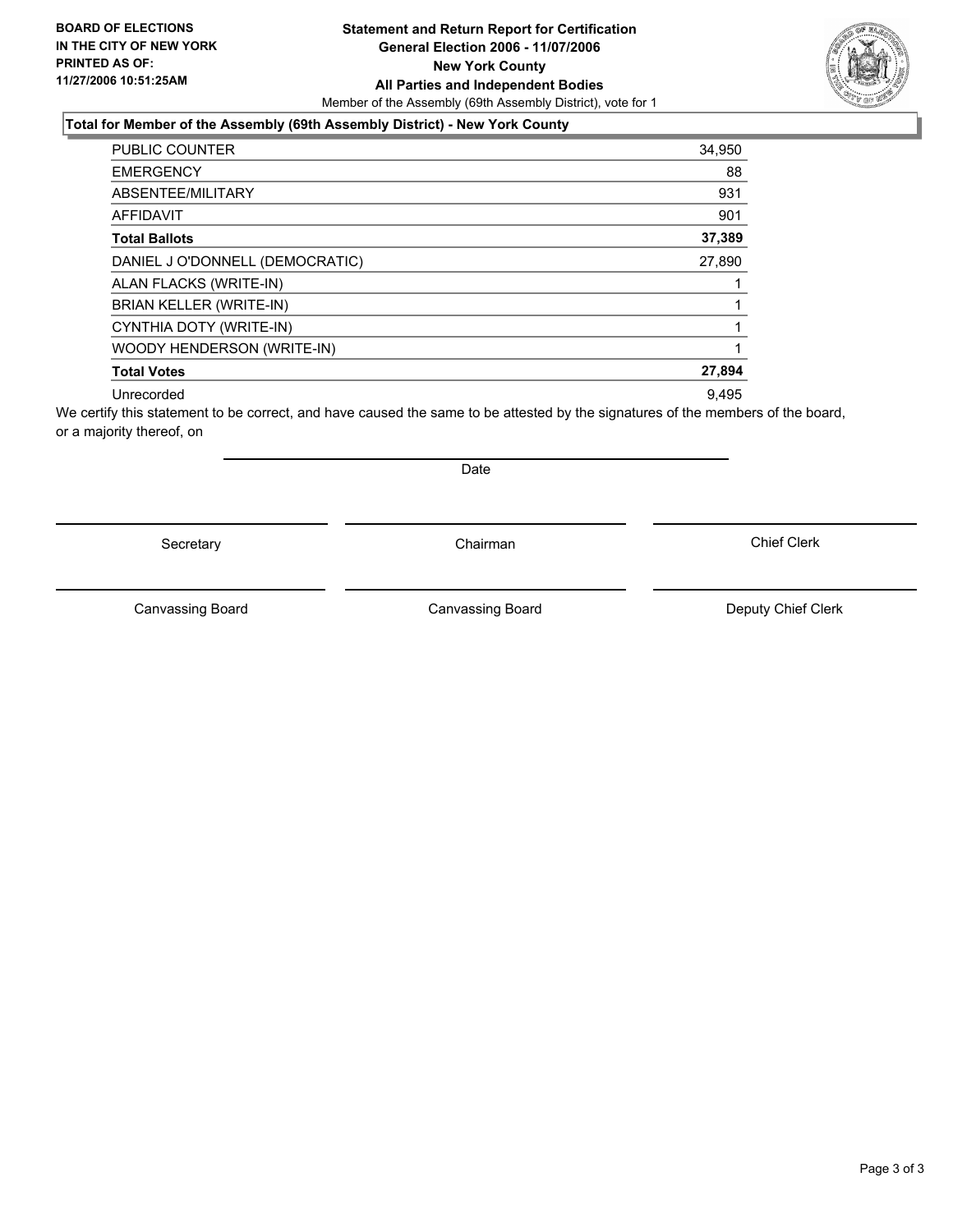**BOARD OF ELECTIONS IN THE CITY OF NEW YORK PRINTED AS OF: 11/27/2006 10:51:25AM**

**Statement and Return Report for Certification**
**General Election 2006 - 11/07/2006**
**New York County**
**All Parties and Independent Bodies**
Member of the Assembly (69th Assembly District), vote for 1

**Total for Member of the Assembly (69th Assembly District) - New York County**

| | |
|---|---|
| PUBLIC COUNTER | 34,950 |
| EMERGENCY | 88 |
| ABSENTEE/MILITARY | 931 |
| AFFIDAVIT | 901 |
| **Total Ballots** | **37,389** |
| DANIEL J O'DONNELL (DEMOCRATIC) | 27,890 |
| ALAN FLACKS (WRITE-IN) | 1 |
| BRIAN KELLER (WRITE-IN) | 1 |
| CYNTHIA DOTY (WRITE-IN) | 1 |
| WOODY HENDERSON (WRITE-IN) | 1 |
| **Total Votes** | **27,894** |
| Unrecorded | 9,495 |

We certify this statement to be correct, and have caused the same to be attested by the signatures of the members of the board, or a majority thereof, on

Date

Secretary

Chairman

Chief Clerk

Canvassing Board

Canvassing Board

Deputy Chief Clerk